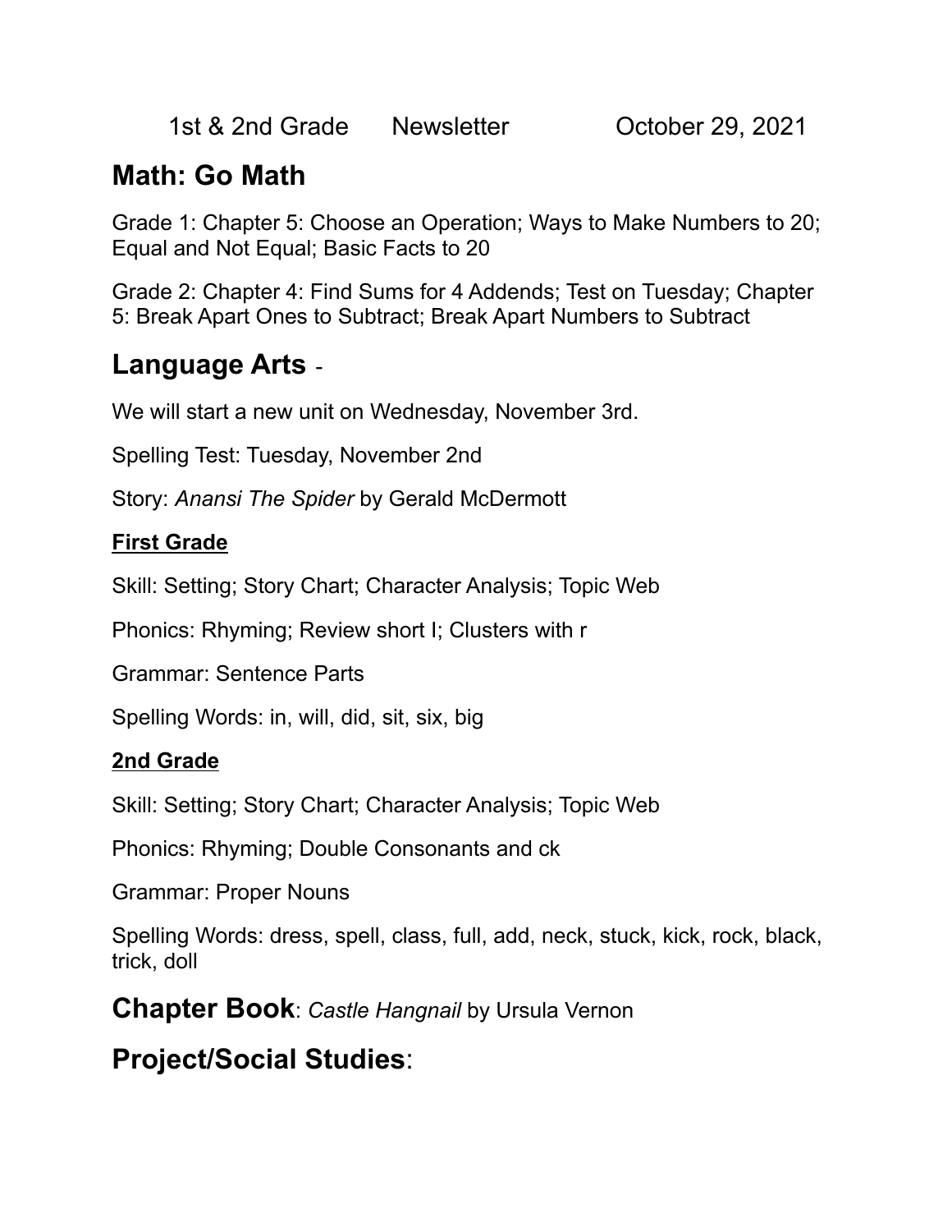1st & 2nd Grade Newsletter October 29, 2021

## Math: Go Math

Grade 1: Chapter 5: Choose an Operation; Ways to Make Numbers to 20; Equal and Not Equal; Basic Facts to 20

Grade 2: Chapter 4: Find Sums for 4 Addends; Test on Tuesday; Chapter 5: Break Apart Ones to Subtract; Break Apart Numbers to Subtract

## Language Arts -

We will start a new unit on Wednesday, November 3rd.

Spelling Test: Tuesday, November 2nd

Story: *Anansi The Spider* by Gerald McDermott

### First Grade

Skill: Setting; Story Chart; Character Analysis; Topic Web

Phonics: Rhyming; Review short I; Clusters with r

Grammar: Sentence Parts

Spelling Words: in, will, did, sit, six, big

### 2nd Grade

Skill: Setting; Story Chart; Character Analysis; Topic Web

Phonics: Rhyming; Double Consonants and ck

Grammar: Proper Nouns

Spelling Words: dress, spell, class, full, add, neck, stuck, kick, rock, black, trick, doll

## Chapter Book: *Castle Hangnail* by Ursula Vernon

## Project/Social Studies: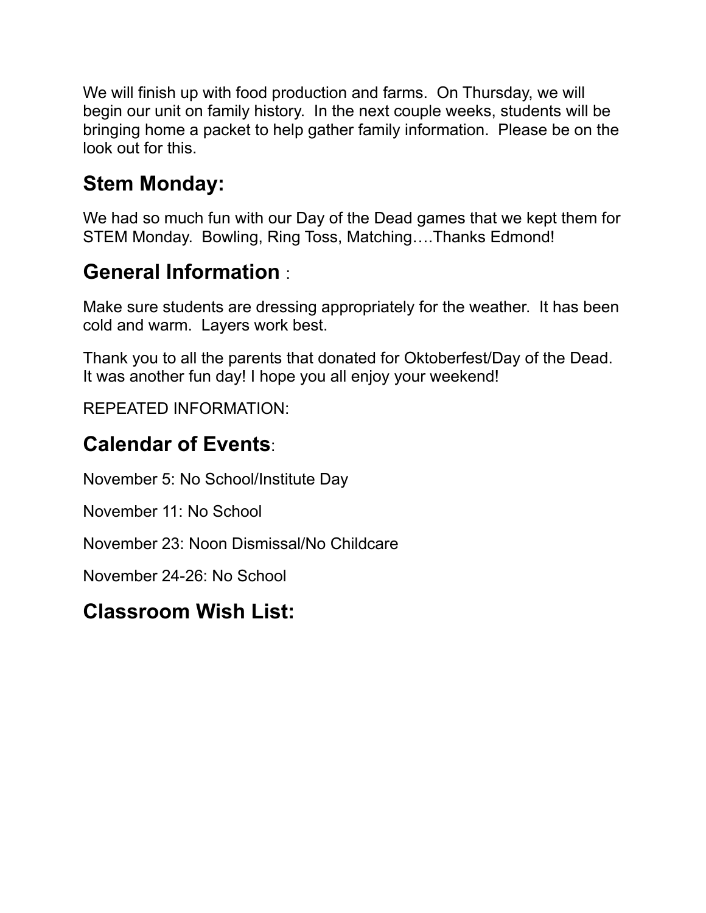We will finish up with food production and farms.  On Thursday, we will begin our unit on family history.  In the next couple weeks, students will be bringing home a packet to help gather family information.  Please be on the look out for this.

## Stem Monday:

We had so much fun with our Day of the Dead games that we kept them for STEM Monday.  Bowling, Ring Toss, Matching….Thanks Edmond!

## General Information :

Make sure students are dressing appropriately for the weather.  It has been cold and warm.  Layers work best.

Thank you to all the parents that donated for Oktoberfest/Day of the Dead.  It was another fun day! I hope you all enjoy your weekend!

REPEATED INFORMATION:

## Calendar of Events:

November 5: No School/Institute Day

November 11: No School

November 23: Noon Dismissal/No Childcare

November 24-26: No School

## Classroom Wish List: